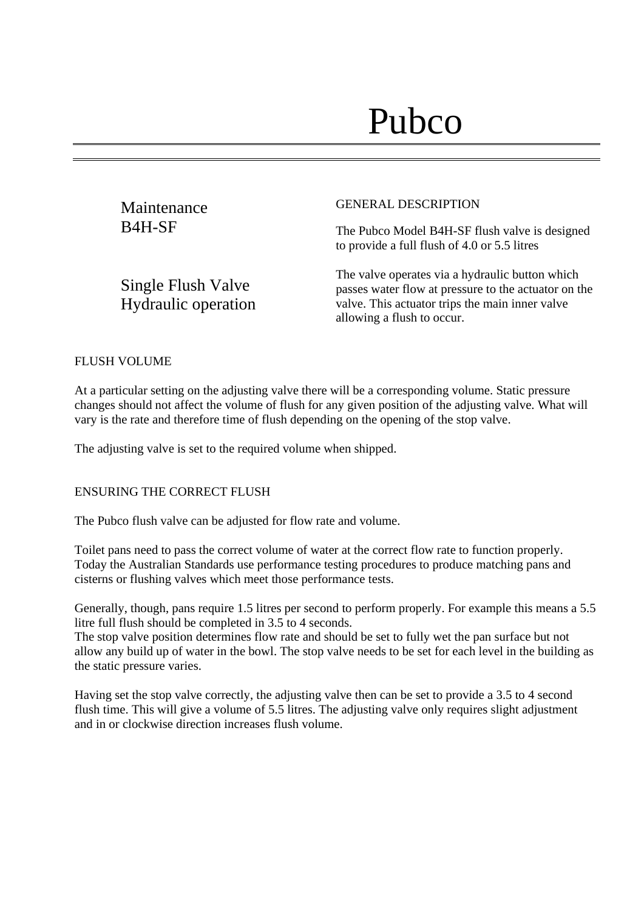# Pubco

## Maintenance
## B4H-SF

## Single Flush Valve
## Hydraulic operation

GENERAL DESCRIPTION

The Pubco Model B4H-SF flush valve is designed to provide a full flush of 4.0 or 5.5 litres

The valve operates via a hydraulic button which passes water flow at pressure to the actuator on the valve. This actuator trips the main inner valve allowing a flush to occur.

FLUSH VOLUME

At a particular setting on the adjusting valve there will be a corresponding volume. Static pressure changes should not affect the volume of flush for any given position of the adjusting valve. What will vary is the rate and therefore time of flush depending on the opening of the stop valve.

The adjusting valve is set to the required volume when shipped.

ENSURING THE CORRECT FLUSH

The Pubco flush valve can be adjusted for flow rate and volume.

Toilet pans need to pass the correct volume of water at the correct flow rate to function properly. Today the Australian Standards use performance testing procedures to produce matching pans and cisterns or flushing valves which meet those performance tests.

Generally, though, pans require 1.5 litres per second to perform properly. For example this means a 5.5 litre full flush should be completed in 3.5 to 4 seconds.
The stop valve position determines flow rate and should be set to fully wet the pan surface but not allow any build up of water in the bowl. The stop valve needs to be set for each level in the building as the static pressure varies.

Having set the stop valve correctly, the adjusting valve then can be set to provide a 3.5 to 4 second flush time. This will give a volume of 5.5 litres. The adjusting valve only requires slight adjustment and in or clockwise direction increases flush volume.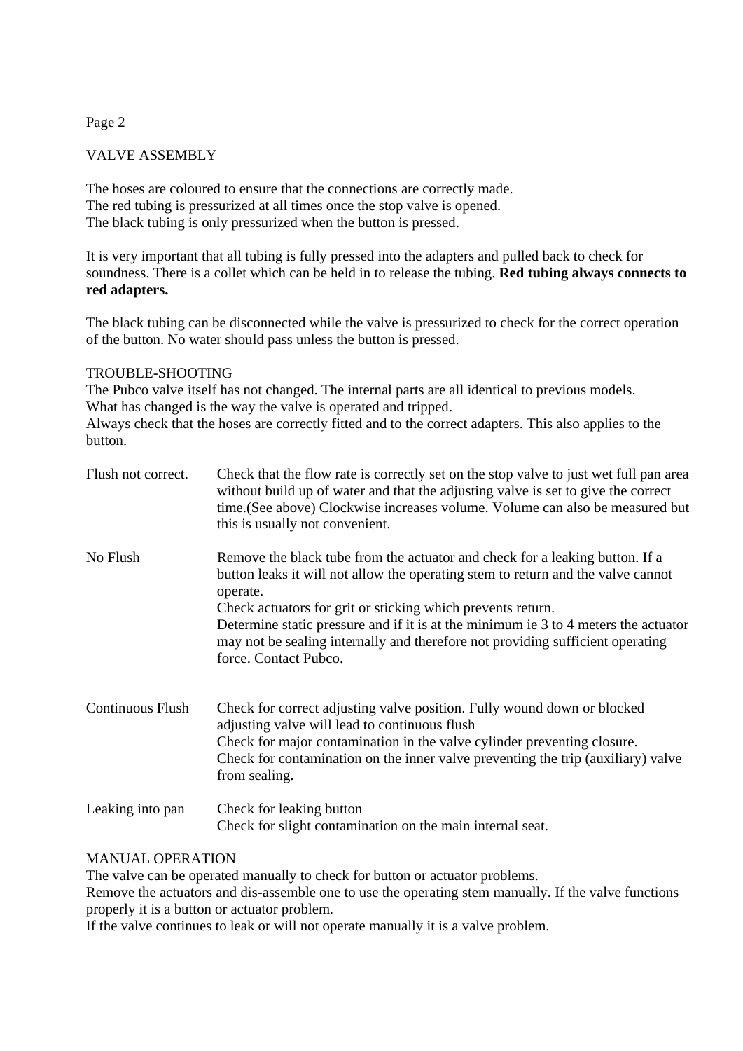## VALVE ASSEMBLY

The hoses are coloured to ensure that the connections are correctly made.
The red tubing is pressurized at all times once the stop valve is opened.
The black tubing is only pressurized when the button is pressed.

It is very important that all tubing is fully pressed into the adapters and pulled back to check for soundness. There is a collet which can be held in to release the tubing. **Red tubing always connects to red adapters.**

The black tubing can be disconnected while the valve is pressurized to check for the correct operation of the button. No water should pass unless the button is pressed.

## TROUBLE-SHOOTING

The Pubco valve itself has not changed. The internal parts are all identical to previous models.
What has changed is the way the valve is operated and tripped.
Always check that the hoses are correctly fitted and to the correct adapters. This also applies to the button.

| | |
|---|---|
| Flush not correct. | Check that the flow rate is correctly set on the stop valve to just wet full pan area without build up of water and that the adjusting valve is set to give the correct time.(See above) Clockwise increases volume. Volume can also be measured but this is usually not convenient. |
| No Flush | Remove the black tube from the actuator and check for a leaking button. If a button leaks it will not allow the operating stem to return and the valve cannot operate.<br>Check actuators for grit or sticking which prevents return.<br>Determine static pressure and if it is at the minimum ie 3 to 4 meters the actuator may not be sealing internally and therefore not providing sufficient operating force. Contact Pubco. |
| Continuous Flush | Check for correct adjusting valve position. Fully wound down or blocked adjusting valve will lead to continuous flush<br>Check for major contamination in the valve cylinder preventing closure.<br>Check for contamination on the inner valve preventing the trip (auxiliary) valve from sealing. |
| Leaking into pan | Check for leaking button<br>Check for slight contamination on the main internal seat. |

## MANUAL OPERATION

The valve can be operated manually to check for button or actuator problems.
Remove the actuators and dis-assemble one to use the operating stem manually. If the valve functions properly it is a button or actuator problem.
If the valve continues to leak or will not operate manually it is a valve problem.